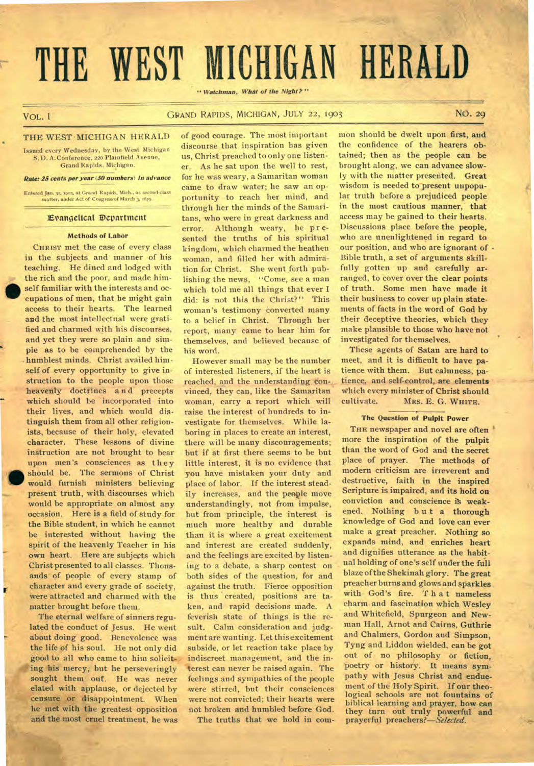# THE WEST MICHIGAN HERALD

*"Watchman, What of the Night?"*

VOL. I — GRAND RAPIDS, MICHIGAN, JULY 22, 1903 — NO. 29

THE WEST MICHIGAN HERALD

Issued every Wednesday, by the West Michigan S. D. A. Conference, 220 Plainfield Avenue, Grand Rapids, Michigan.

***Rate: 25 cents per year (50 numbers) in advance***

Entered Jan. 31, 1903, at Grand Rapids, Mich., as second-class matter, under Act of Congress of March 3, 1879.

## Evangelical Department

### Methods of Labor

CHRIST met the case of every class in the subjects and manner of his teaching. He dined and lodged with the rich and the poor, and made himself familiar with the interests and occupations of men, that he might gain access to their hearts. The learned and the most intellectual were gratified and charmed with his discourses, and yet they were so plain and simple as to be comprehended by the humblest minds. Christ availed himself of every opportunity to give instruction to the people upon those heavenly doctrines and precepts which should be incorporated into their lives, and which would distinguish them from all other religionists, because of their holy, elevated character. These lessons of divine instruction are not brought to bear upon men's consciences as they should be. The sermons of Christ would furnish ministers believing present truth, with discourses which would be appropriate on almost any occasion. Here is a field of study for the Bible student, in which he cannot be interested without having the spirit of the heavenly Teacher in his own heart. Here are subjects which Christ presented to all classes. Thousands of people of every stamp of character and every grade of society, were attracted and charmed with the matter brought before them.

The eternal welfare of sinners regulated the conduct of Jesus. He went about doing good. Benevolence was the life of his soul. He not only did good to all who came to him soliciting his mercy, but he perseveringly sought them out. He was never elated with applause, or dejected by censure or disappointment. When he met with the greatest opposition and the most cruel treatment, he was of good courage. The most important discourse that inspiration has given us, Christ preached to only one listener. As he sat upon the well to rest, for he was weary, a Samaritan woman came to draw water; he saw an opportunity to reach her mind, and through her the minds of the Samaritans, who were in great darkness and error. Although weary, he presented the truths of his spiritual kingdom, which charmed the heathen woman, and filled her with admiration for Christ. She went forth publishing the news, "Come, see a man which told me all things that ever I did: is not this the Christ?" This woman's testimony converted many to a belief in Christ. Through her report, many came to hear him for themselves, and believed because of his word.

However small may be the number of interested listeners, if the heart is reached, and the understanding convinced, they can, like the Samaritan woman, carry a report which will raise the interest of hundreds to investigate for themselves. While laboring in places to create an interest, there will be many discouragements; but if at first there seems to be but little interest, it is no evidence that you have mistaken your duty and place of labor. If the interest steadily increases, and the people move understandingly, not from impulse, but from principle, the interest is much more healthy and durable than it is where a great excitement and interest are created suddenly, and the feelings are excited by listening to a debate, a sharp contest on both sides of the question, for and against the truth. Fierce opposition is thus created, positions are taken, and rapid decisions made. A feverish state of things is the result. Calm consideration and judgment are wanting. Let this excitement subside, or let reaction take place by indiscreet management, and the interest can never be raised again. The feelings and sympathies of the people were stirred, but their consciences were not convicted; their hearts were not broken and humbled before God.

The truths that we hold in common should be dwelt upon first, and the confidence of the hearers obtained; then as the people can be brought along, we can advance slowly with the matter presented. Great wisdom is needed to present unpopular truth before a prejudiced people in the most cautious manner, that access may be gained to their hearts. Discussions place before the people, who are unenlightened in regard to our position, and who are ignorant of Bible truth, a set of arguments skillfully gotten up and carefully arranged, to cover over the clear points of truth. Some men have made it their business to cover up plain statements of facts in the word of God by their deceptive theories, which they make plausible to those who have not investigated for themselves.

These agents of Satan are hard to meet, and it is difficult to have patience with them. But calmness, patience, and self-control, are elements which every minister of Christ should cultivate. MRS. E. G. WHITE.

### The Question of Pulpit Power

THE newspaper and novel are often more the inspiration of the pulpit than the word of God and the secret place of prayer. The methods of modern criticism are irreverent and destructive, faith in the inspired Scripture is impaired, and its hold on conviction and conscience is weakened. Nothing but a thorough knowledge of God and love can ever make a great preacher. Nothing so expands mind, and enriches heart and dignifies utterance as the habitual holding of one's self under the full blaze of the Shekinah glory. The great preacher burns and glows and sparkles with God's fire. That nameless charm and fascination which Wesley and Whitefield, Spurgeon and Newman Hall, Arnot and Cairns, Guthrie and Chalmers, Gordon and Simpson, Tyng and Liddon wielded, can be got out of no philosophy or fiction, poetry or history. It means sympathy with Jesus Christ and enduement of the Holy Spirit. If our theological schools are not fountains of biblical learning and prayer, how can they turn out truly powerful and prayerful preachers?—*Selected.*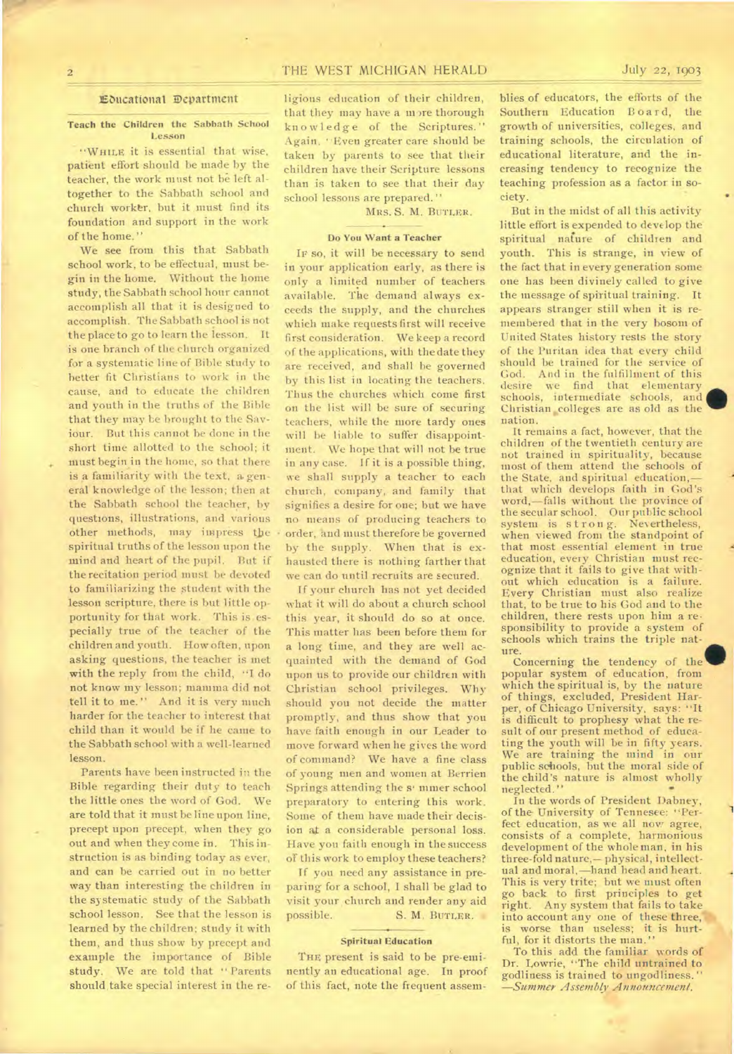## Educational Department

### Teach the Children the Sabbath School Lesson

"WHILE it is essential that wise, patient effort should be made by the teacher, the work must not be left altogether to the Sabbath school and church worker, but it must find its foundation and support in the work of the home."

We see from this that Sabbath school work, to be effectual, must begin in the home. Without the home study, the Sabbath school hour cannot accomplish all that it is designed to accomplish. The Sabbath school is not the place to go to learn the lesson. It is one branch of the church organized for a systematic line of Bible study to better fit Christians to work in the cause, and to educate the children and youth in the truths of the Bible that they may be brought to the Saviour. But this cannot be done in the short time allotted to the school; it must begin in the home, so that there is a familiarity with the text, a general knowledge of the lesson; then at the Sabbath school the teacher, by questions, illustrations, and various other methods, may impress the spiritual truths of the lesson upon the mind and heart of the pupil. But if the recitation period must be devoted to familiarizing the student with the lesson scripture, there is but little opportunity for that work. This is especially true of the teacher of the children and youth. How often, upon asking questions, the teacher is met with the reply from the child, "I do not know my lesson; mamma did not tell it to me." And it is very much harder for the teacher to interest that child than it would be if he came to the Sabbath school with a well-learned lesson.

Parents have been instructed in the Bible regarding their duty to teach the little ones the word of God. We are told that it must be line upon line, precept upon precept, when they go out and when they come in. This instruction is as binding today as ever, and can be carried out in no better way than interesting the children in the systematic study of the Sabbath school lesson. See that the lesson is learned by the children; study it with them, and thus show by precept and example the importance of Bible study. We are told that "Parents should take special interest in the religious education of their children, that they may have a more thorough knowledge of the Scriptures." Again, "Even greater care should be taken by parents to see that their children have their Scripture lessons than is taken to see that their day school lessons are prepared."

MRS. S. M. BUTLER.

### Do You Want a Teacher

IF so, it will be necessary to send in your application early, as there is only a limited number of teachers available. The demand always exceeds the supply, and the churches which make requests first will receive first consideration. We keep a record of the applications, with the date they are received, and shall be governed by this list in locating the teachers. Thus the churches which come first on the list will be sure of securing teachers, while the more tardy ones will be liable to suffer disappointment. We hope that will not be true in any case. If it is a possible thing, we shall supply a teacher to each church, company, and family that signifies a desire for one; but we have no means of producing teachers to order, and must therefore be governed by the supply. When that is exhausted there is nothing farther that we can do until recruits are secured.

If your church has not yet decided what it will do about a church school this year, it should do so at once. This matter has been before them for a long time, and they are well acquainted with the demand of God upon us to provide our children with Christian school privileges. Why should you not decide the matter promptly, and thus show that you have faith enough in our Leader to move forward when he gives the word of command? We have a fine class of young men and women at Berrien Springs attending the summer school preparatory to entering this work. Some of them have made their decision at a considerable personal loss. Have you faith enough in the success of this work to employ these teachers?

If you need any assistance in preparing for a school, I shall be glad to visit your church and render any aid possible.

S. M. BUTLER.

### Spiritual Education

THE present is said to be pre-eminently an educational age. In proof of this fact, note the frequent assemblies of educators, the efforts of the Southern Education Board, the growth of universities, colleges, and training schools, the circulation of educational literature, and the increasing tendency to recognize the teaching profession as a factor in society.

But in the midst of all this activity little effort is expended to develop the spiritual nature of children and youth. This is strange, in view of the fact that in every generation some one has been divinely called to give the message of spiritual training. It appears stranger still when it is remembered that in the very bosom of United States history rests the story of the Puritan idea that every child should be trained for the service of God. And in the fulfillment of this desire we find that elementary schools, intermediate schools, and Christian colleges are as old as the nation.

It remains a fact, however, that the children of the twentieth century are not trained in spirituality, because most of them attend the schools of the State, and spiritual education,—that which develops faith in God's word,—falls without the province of the secular school. Our public school system is strong. Nevertheless, when viewed from the standpoint of that most essential element in true education, every Christian must recognize that it fails to give that without which education is a failure. Every Christian must also realize that, to be true to his God and to the children, there rests upon him a responsibility to provide a system of schools which trains the triple nature.

Concerning the tendency of the popular system of education, from which the spiritual is, by the nature of things, excluded, President Harper, of Chicago University, says: "It is difficult to prophesy what the result of our present method of educating the youth will be in fifty years. We are training the mind in our public schools, but the moral side of the child's nature is almost wholly neglected."

In the words of President Dabney, of the University of Tennesee: "Perfect education, as we all now agree, consists of a complete, harmonious development of the whole man, in his three-fold nature,— physical, intellectual and moral,—hand head and heart. This is very trite; but we must often go back to first principles to get right. Any system that fails to take into account any one of these three, is worse than useless; it is hurtful, for it distorts the man."

To this add the familiar words of Dr. Lowrie, "The child untrained to godliness is trained to ungodliness."
—*Summer Assembly Announcement.*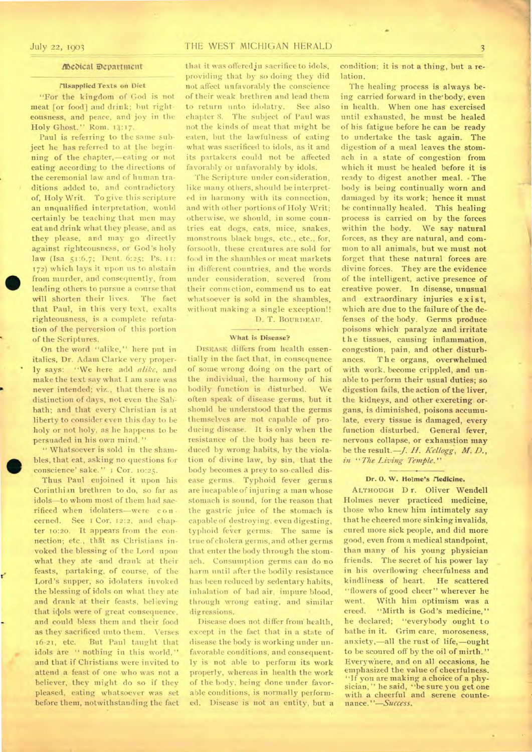## Medical Department

### Misapplied Texts on Diet

"For the kingdom of God is not meat [or food] and drink; but righteousness, and peace, and joy in the Holy Ghost." Rom. 14:17.

Paul is referring to the same subject he has referred to at the beginning of the chapter,—eating or not eating according to the directions of the ceremonial law and of human traditions added to, and contradictory of, Holy Writ. To give this scripture an unqualified interpretation, would certainly be teaching that men may eat and drink what they please, and as they please, and may go directly against righteousness, or God's holy law (Isa 51:6,7; Deut. 6:25; Ps. 11:172) which lays it upon us to abstain from murder, and consequently, from leading others to pursue a course that will shorten their lives. The fact that Paul, in this very text, exalts righteousness, is a complete refutation of the perversion of this portion of the Scriptures.

On the word "alike," here put in italics, Dr. Adam Clarke very properly says: "We here add *alike*, and make the text say what I am sure was never intended; viz., that there is no distinction of days, not even the Sabbath; and that every Christian is at liberty to consider even this day to be holy or not holy, as he happens to be persuaded in his own mind."

"Whatsoever is sold in the shambles, that eat, asking no questions for conscience' sake." 1 Cor. 10:25.

Thus Paul enjoined it upon his Corinthian brethren to do, so far as idols—to whom most of them had sacrificed when idolaters—were concerned. See 1 Cor. 12:2, and chapter 10:20. It appears from the connection; etc., that as Christians invoked the blessing of the Lord upon what they ate and drank at their feasts, partaking, of course, of the Lord's supper, so idolaters invoked the blessing of idols on what they ate and drank at their feasts, believing that idols were of great consequence, and could bless them and their food as they sacrificed unto them. Verses 16-21, etc. But Paul taught that idols are "nothing in this world," and that if Christians were invited to attend a feast of one who was not a believer, they might do so if they pleased, eating whatsoever was set before them, notwithstanding the fact that it was offered in sacrifice to idols, providing that by so doing they did not affect unfavorably the conscience of their weak brethren and lead them to return unto idolatry. See also chapter 8. The subject of Paul was not the kinds of meat that might be eaten, but the lawfulness of eating what was sacrificed to idols, as it and its partakers could not be affected favorably or unfavorably by idols.

The Scripture under consideration, like many others, should be interpreted in harmony with its connection, and with other portions of Holy Writ; otherwise, we should, in some countries eat dogs, cats, mice, snakes, monstrous black bugs, etc., etc., for, forsooth, these creatures are sold for food in the shambles or meat markets in different countries, and the words under consideration, severed from their connection, commend us to eat whatsoever is sold in the shambles, without making a single exception!!

D. T. Bourdeau.

### What is Disease?

Disease differs from health essentially in the fact that, in consequence of some wrong doing on the part of the individual, the harmony of his bodily function is disturbed. We often speak of disease germs, but it should be understood that the germs themselves are not capable of producing disease. It is only when the resistance of the body has been reduced by wrong habits, by the violation of divine law, by sin, that the body becomes a prey to so-called disease germs. Typhoid fever germs are incapable of injuring a man whose stomach is sound, for the reason that the gastric juice of the stomach is capable of destroying, even digesting, typhoid fever germs. The same is true of cholera germs, and other germs that enter the body through the stomach. Consumption germs can do no harm until after the bodily resistance has been reduced by sedentary habits, inhalation of bad air, impure blood, through wrong eating, and similar digressions.

Disease does not differ from health, except in the fact that in a state of disease the body is working under unfavorable conditions, and consequently is not able to perform its work properly, whereas in health the work of the body, being done under favorable conditions, is normally performed. Disease is not an entity, but a condition; it is not a thing, but a relation.

The healing process is always being carried forward in the body, even in health. When one has exercised until exhausted, he must be healed of his fatigue before he can be ready to undertake the task again. The digestion of a meal leaves the stomach in a state of congestion from which it must be healed before it is ready to digest another meal. The body is being continually worn and damaged by its work; hence it must be continually healed. This healing process is carried on by the forces within the body. We say natural forces, as they are natural, and common to all animals, but we must not forget that these natural forces are divine forces. They are the evidence of the intelligent, active presence of creative power. In disease, unusual and extraordinary injuries exist, which are due to the failure of the defenses of the body. Germs produce poisons which paralyze and irritate the tissues, causing inflammation, congestion, pain, and other disturbances. The organs, overwhelmed with work, become crippled, and unable to perform their usual duties; so digestion fails, the action of the liver, the kidneys, and other excreting organs, is diminished, poisons accumulate, every tissue is damaged, every function disturbed. General fever, nervous collapse, or exhaustion may be the result.—*J. H. Kellogg, M. D., in "The Living Temple."*

### Dr. O. W. Holme's Medicine.

Although Dr. Oliver Wendell Holmes never practiced medicine, those who knew him intimately say that he cheered more sinking invalids, cured more sick people, and did more good, even from a medical standpoint, than many of his young physician friends. The secret of his power lay in his overflowing cheerfulness and kindliness of heart. He scattered "flowers of good cheer" wherever he went. With him optimism was a creed. "Mirth is God's medicine," he declared; "everybody ought to bathe in it. Grim care, moroseness, anxiety,—all the rust of life,—ought to be scoured off by the oil of mirth." Everywhere, and on all occasions, he emphasized the value of cheerfulness. "If you are making a choice of a physician," he said, "be sure you get one with a cheerful and serene countenance."—*Success.*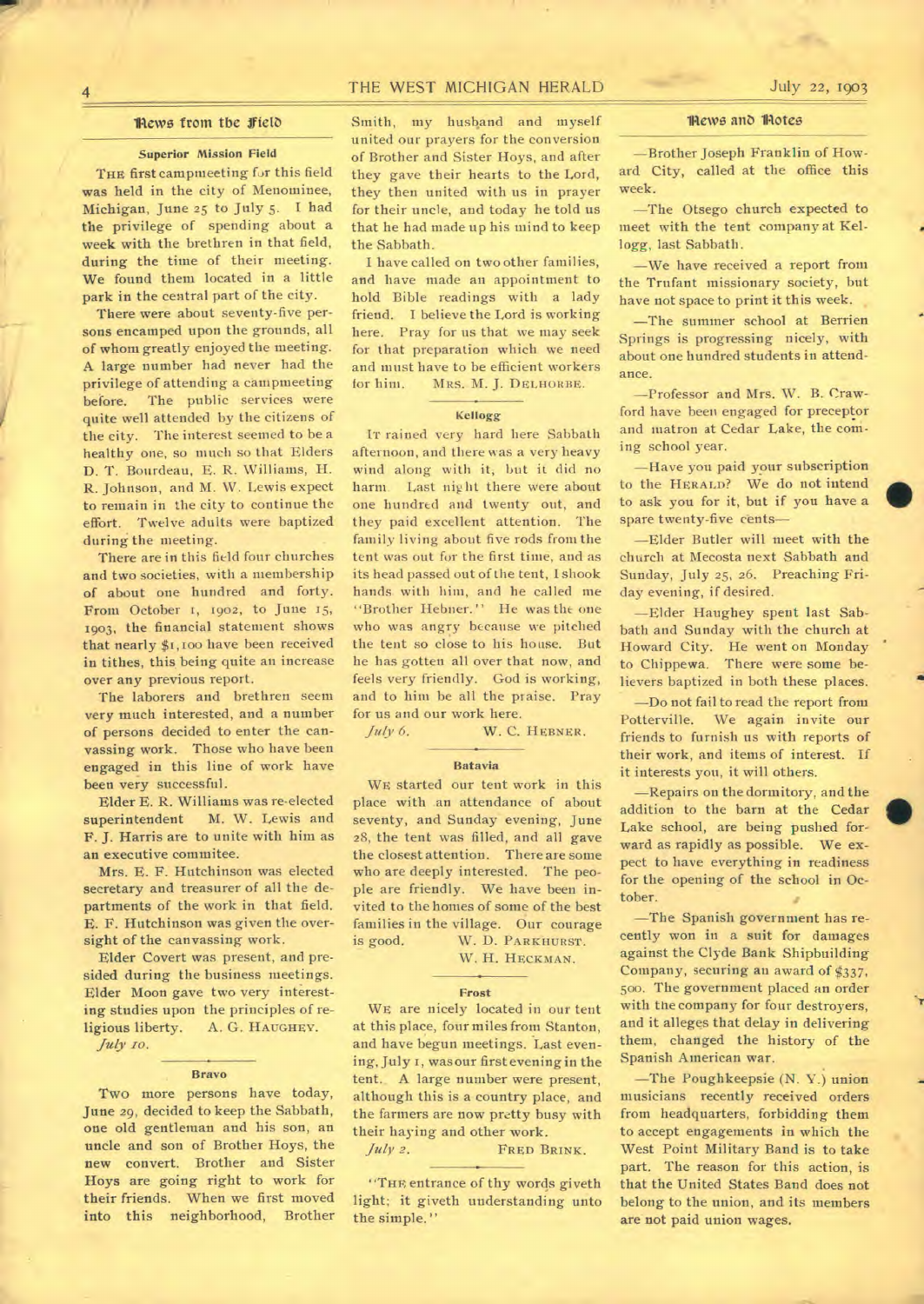## News from the Field

### Superior Mission Field

THE first campmeeting for this field was held in the city of Menominee, Michigan, June 25 to July 5. I had the privilege of spending about a week with the brethren in that field, during the time of their meeting. We found them located in a little park in the central part of the city.

There were about seventy-five persons encamped upon the grounds, all of whom greatly enjoyed the meeting. A large number had never had the privilege of attending a campmeeting before. The public services were quite well attended by the citizens of the city. The interest seemed to be a healthy one, so much so that Elders D. T. Bourdeau, E. R. Williams, H. R. Johnson, and M. W. Lewis expect to remain in the city to continue the effort. Twelve adults were baptized during the meeting.

There are in this field four churches and two societies, with a membership of about one hundred and forty. From October 1, 1902, to June 15, 1903, the financial statement shows that nearly $1,100 have been received in tithes, this being quite an increase over any previous report.

The laborers and brethren seem very much interested, and a number of persons decided to enter the canvassing work. Those who have been engaged in this line of work have been very successful.

Elder E. R. Williams was re-elected superintendent M. W. Lewis and F. J. Harris are to unite with him as an executive commitee.

Mrs. E. F. Hutchinson was elected secretary and treasurer of all the departments of the work in that field. E. F. Hutchinson was given the oversight of the canvassing work.

Elder Covert was present, and presided during the business meetings. Elder Moon gave two very interesting studies upon the principles of religious liberty. A. G. HAUGHEY.

*July 10.*

### Bravo

Two more persons have today, June 29, decided to keep the Sabbath, one old gentleman and his son, an uncle and son of Brother Hoys, the new convert. Brother and Sister Hoys are going right to work for their friends. When we first moved into this neighborhood, Brother Smith, my husband and myself united our prayers for the conversion of Brother and Sister Hoys, and after they gave their hearts to the Lord, they then united with us in prayer for their uncle, and today he told us that he had made up his mind to keep the Sabbath.

I have called on two other families, and have made an appointment to hold Bible readings with a lady friend. I believe the Lord is working here. Pray for us that we may seek for that preparation which we need and must have to be efficient workers for him. MRS. M. J. DELHORBE.

### Kellogg

IT rained very hard here Sabbath afternoon, and there was a very heavy wind along with it, but it did no harm. Last night there were about one hundred and twenty out, and they paid excellent attention. The family living about five rods from the tent was out for the first time, and as its head passed out of the tent, I shook hands with him, and he called me "Brother Hebner." He was the one who was angry because we pitched the tent so close to his house. But he has gotten all over that now, and feels very friendly. God is working, and to him be all the praise. Pray for us and our work here.

*July 6.* W. C. HEBNER.

### Batavia

WE started our tent work in this place with an attendance of about seventy, and Sunday evening, June 28, the tent was filled, and all gave the closest attention. There are some who are deeply interested. The people are friendly. We have been invited to the homes of some of the best families in the village. Our courage is good. W. D. PARKHURST.
W. H. HECKMAN.

### Frost

WE are nicely located in our tent at this place, four miles from Stanton, and have begun meetings. Last evening, July 1, was our first evening in the tent. A large number were present, although this is a country place, and the farmers are now pretty busy with their haying and other work.

*July 2.* FRED BRINK.

"THE entrance of thy words giveth light; it giveth understanding unto the simple."

## News and Notes

—Brother Joseph Franklin of Howard City, called at the office this week.

—The Otsego church expected to meet with the tent company at Kellogg, last Sabbath.

—We have received a report from the Trufant missionary society, but have not space to print it this week.

—The summer school at Berrien Springs is progressing nicely, with about one hundred students in attendance.

—Professor and Mrs. W. B. Crawford have been engaged for preceptor and matron at Cedar Lake, the coming school year.

—Have you paid your subscription to the HERALD? We do not intend to ask you for it, but if you have a spare twenty-five cents—

—Elder Butler will meet with the church at Mecosta next Sabbath and Sunday, July 25, 26. Preaching Friday evening, if desired.

—Elder Haughey spent last Sabbath and Sunday with the church at Howard City. He went on Monday to Chippewa. There were some believers baptized in both these places.

—Do not fail to read the report from Potterville. We again invite our friends to furnish us with reports of their work, and items of interest. If it interests you, it will others.

—Repairs on the dormitory, and the addition to the barn at the Cedar Lake school, are being pushed forward as rapidly as possible. We expect to have everything in readiness for the opening of the school in October.

—The Spanish government has recently won in a suit for damages against the Clyde Bank Shipbuilding Company, securing an award of $337,500. The government placed an order with the company for four destroyers, and it alleges that delay in delivering them, changed the history of the Spanish American war.

—The Poughkeepsie (N. Y.) union musicians recently received orders from headquarters, forbidding them to accept engagements in which the West Point Military Band is to take part. The reason for this action, is that the United States Band does not belong to the union, and its members are not paid union wages.